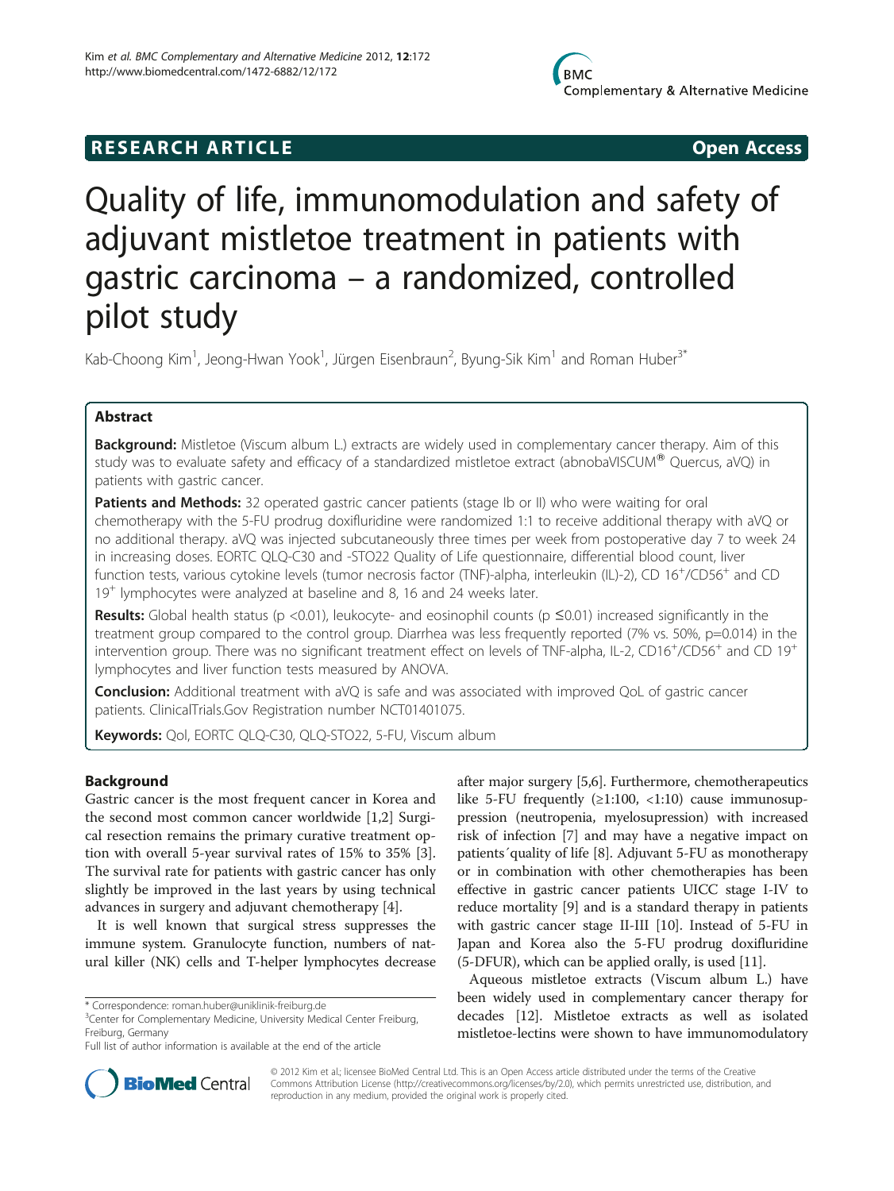## RESEARCH ARTICLE

Open Access

# Quality of life, immunomodulation and safety of adjuvant mistletoe treatment in patients with gastric carcinoma – a randomized, controlled pilot study

Kab-Choong Kim[1], Jeong-Hwan Yook[1], Jürgen Eisenbraun[2], Byung-Sik Kim[1] and Roman Huber[3*]

## Abstract

**Background:** Mistletoe (Viscum album L.) extracts are widely used in complementary cancer therapy. Aim of this study was to evaluate safety and efficacy of a standardized mistletoe extract (abnobaVISCUM® Quercus, aVQ) in patients with gastric cancer.

**Patients and Methods:** 32 operated gastric cancer patients (stage Ib or II) who were waiting for oral chemotherapy with the 5-FU prodrug doxifluridine were randomized 1:1 to receive additional therapy with aVQ or no additional therapy. aVQ was injected subcutaneously three times per week from postoperative day 7 to week 24 in increasing doses. EORTC QLQ-C30 and -STO22 Quality of Life questionnaire, differential blood count, liver function tests, various cytokine levels (tumor necrosis factor (TNF)-alpha, interleukin (IL)-2), CD $16^+$/CD$56^+$ and CD $19^+$ lymphocytes were analyzed at baseline and 8, 16 and 24 weeks later.

**Results:** Global health status ($p < 0.01$), leukocyte- and eosinophil counts ($p \leq 0.01$) increased significantly in the treatment group compared to the control group. Diarrhea was less frequently reported (7% vs. 50%, $p = 0.014$) in the intervention group. There was no significant treatment effect on levels of TNF-alpha, IL-2, CD$16^+$/CD$56^+$ and CD $19^+$ lymphocytes and liver function tests measured by ANOVA.

**Conclusion:** Additional treatment with aVQ is safe and was associated with improved QoL of gastric cancer patients. ClinicalTrials.Gov Registration number NCT01401075.

**Keywords:** Qol, EORTC QLQ-C30, QLQ-STO22, 5-FU, Viscum album

## Background

Gastric cancer is the most frequent cancer in Korea and the second most common cancer worldwide [1,2] Surgical resection remains the primary curative treatment option with overall 5-year survival rates of 15% to 35% [3]. The survival rate for patients with gastric cancer has only slightly be improved in the last years by using technical advances in surgery and adjuvant chemotherapy [4].

It is well known that surgical stress suppresses the immune system. Granulocyte function, numbers of natural killer (NK) cells and T-helper lymphocytes decrease after major surgery [5,6]. Furthermore, chemotherapeutics like 5-FU frequently (≥1:100, <1:10) cause immunosuppression (neutropenia, myelosupression) with increased risk of infection [7] and may have a negative impact on patients´quality of life [8]. Adjuvant 5-FU as monotherapy or in combination with other chemotherapies has been effective in gastric cancer patients UICC stage I-IV to reduce mortality [9] and is a standard therapy in patients with gastric cancer stage II-III [10]. Instead of 5-FU in Japan and Korea also the 5-FU prodrug doxifluridine (5-DFUR), which can be applied orally, is used [11].

Aqueous mistletoe extracts (Viscum album L.) have been widely used in complementary cancer therapy for decades [12]. Mistletoe extracts as well as isolated mistletoe-lectins were shown to have immunomodulatory

\* Correspondence: roman.huber@uniklinik-freiburg.de
[3]Center for Complementary Medicine, University Medical Center Freiburg, Freiburg, Germany
Full list of author information is available at the end of the article

© 2012 Kim et al.; licensee BioMed Central Ltd. This is an Open Access article distributed under the terms of the Creative Commons Attribution License (http://creativecommons.org/licenses/by/2.0), which permits unrestricted use, distribution, and reproduction in any medium, provided the original work is properly cited.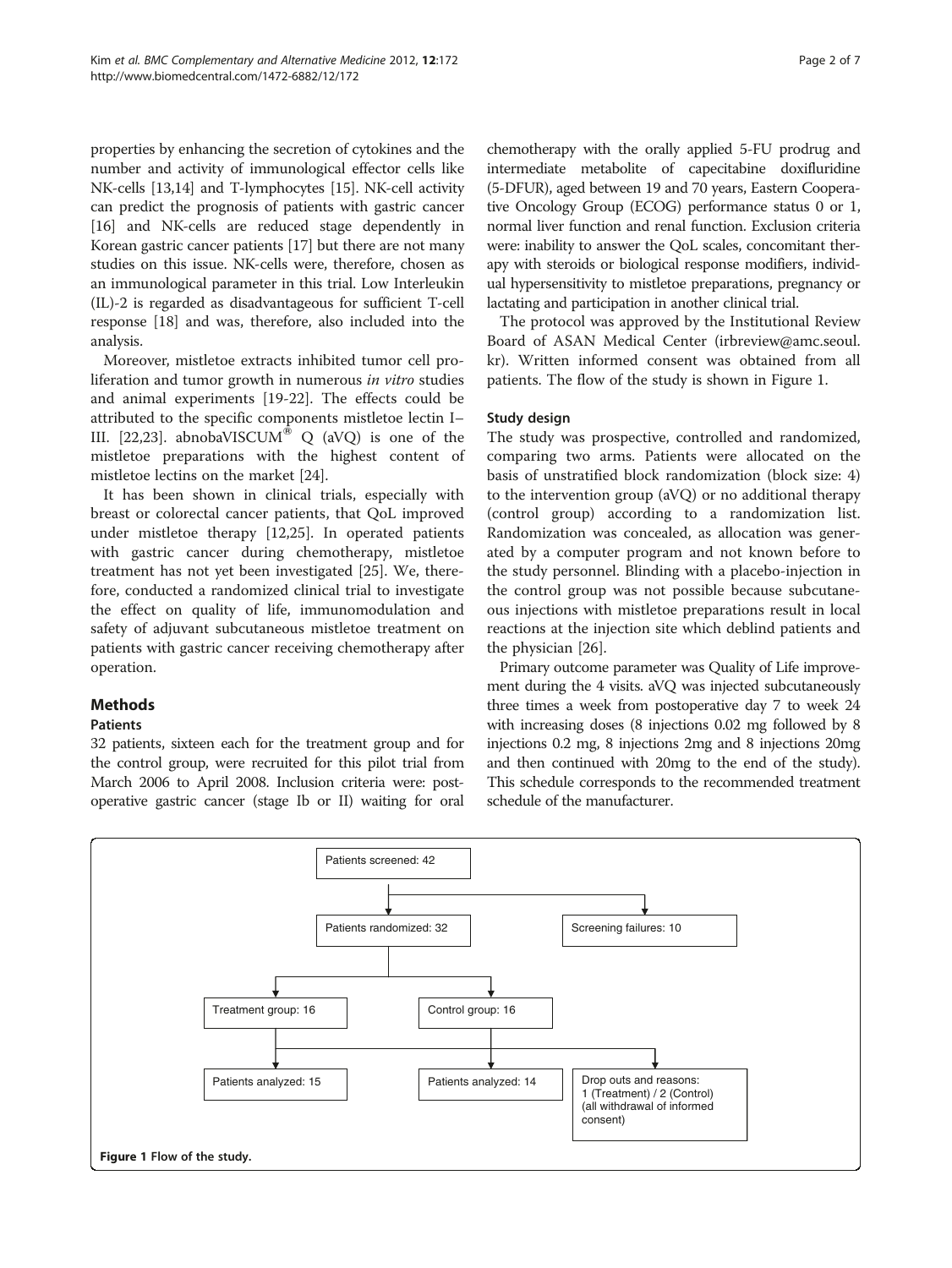properties by enhancing the secretion of cytokines and the number and activity of immunological effector cells like NK-cells [13,14] and T-lymphocytes [15]. NK-cell activity can predict the prognosis of patients with gastric cancer [16] and NK-cells are reduced stage dependently in Korean gastric cancer patients [17] but there are not many studies on this issue. NK-cells were, therefore, chosen as an immunological parameter in this trial. Low Interleukin (IL)-2 is regarded as disadvantageous for sufficient T-cell response [18] and was, therefore, also included into the analysis.

Moreover, mistletoe extracts inhibited tumor cell proliferation and tumor growth in numerous *in vitro* studies and animal experiments [19-22]. The effects could be attributed to the specific components mistletoe lectin I–III. [22,23]. abnobaVISCUM® Q (aVQ) is one of the mistletoe preparations with the highest content of mistletoe lectins on the market [24].

It has been shown in clinical trials, especially with breast or colorectal cancer patients, that QoL improved under mistletoe therapy [12,25]. In operated patients with gastric cancer during chemotherapy, mistletoe treatment has not yet been investigated [25]. We, therefore, conducted a randomized clinical trial to investigate the effect on quality of life, immunomodulation and safety of adjuvant subcutaneous mistletoe treatment on patients with gastric cancer receiving chemotherapy after operation.

## Methods

### Patients

32 patients, sixteen each for the treatment group and for the control group, were recruited for this pilot trial from March 2006 to April 2008. Inclusion criteria were: postoperative gastric cancer (stage Ib or II) waiting for oral chemotherapy with the orally applied 5-FU prodrug and intermediate metabolite of capecitabine doxifluridine (5-DFUR), aged between 19 and 70 years, Eastern Cooperative Oncology Group (ECOG) performance status 0 or 1, normal liver function and renal function. Exclusion criteria were: inability to answer the QoL scales, concomitant therapy with steroids or biological response modifiers, individual hypersensitivity to mistletoe preparations, pregnancy or lactating and participation in another clinical trial.

The protocol was approved by the Institutional Review Board of ASAN Medical Center (irbreview@amc.seoul.kr). Written informed consent was obtained from all patients. The flow of the study is shown in Figure 1.

### Study design

The study was prospective, controlled and randomized, comparing two arms. Patients were allocated on the basis of unstratified block randomization (block size: 4) to the intervention group (aVQ) or no additional therapy (control group) according to a randomization list. Randomization was concealed, as allocation was generated by a computer program and not known before to the study personnel. Blinding with a placebo-injection in the control group was not possible because subcutaneous injections with mistletoe preparations result in local reactions at the injection site which deblind patients and the physician [26].

Primary outcome parameter was Quality of Life improvement during the 4 visits. aVQ was injected subcutaneously three times a week from postoperative day 7 to week 24 with increasing doses (8 injections 0.02 mg followed by 8 injections 0.2 mg, 8 injections 2mg and 8 injections 20mg and then continued with 20mg to the end of the study). This schedule corresponds to the recommended treatment schedule of the manufacturer.

- Patients screened: 42
  - Screening failures: 10
  - Patients randomized: 32
    - Treatment group: 16 → Patients analyzed: 15
    - Control group: 16 → Patients analyzed: 14
    - Drop outs and reasons: 1 (Treatment) / 2 (Control) (all withdrawal of informed consent)

**Figure 1** Flow of the study.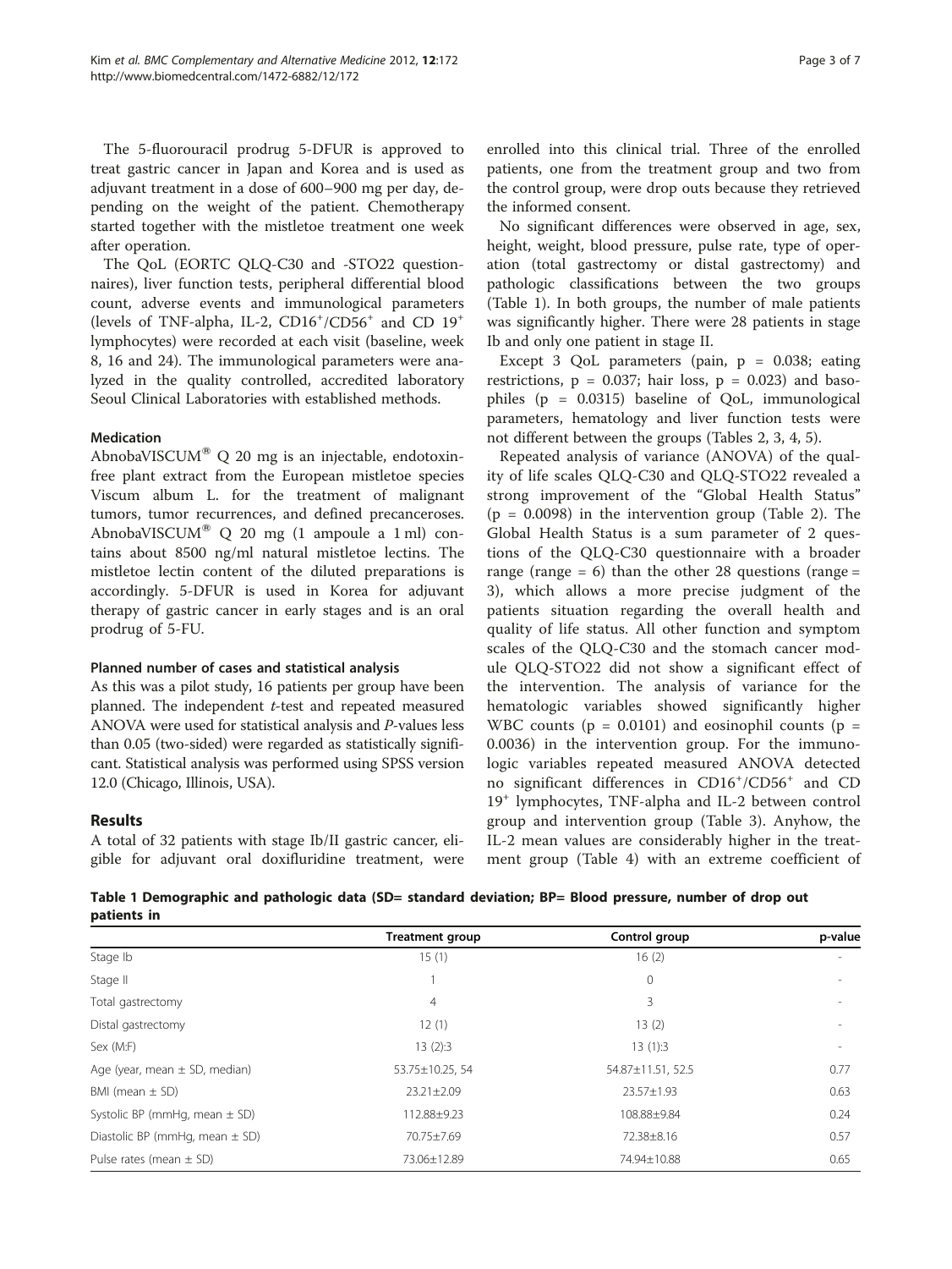The 5-fluorouracil prodrug 5-DFUR is approved to treat gastric cancer in Japan and Korea and is used as adjuvant treatment in a dose of 600–900 mg per day, depending on the weight of the patient. Chemotherapy started together with the mistletoe treatment one week after operation.

The QoL (EORTC QLQ-C30 and -STO22 questionnaires), liver function tests, peripheral differential blood count, adverse events and immunological parameters (levels of TNF-alpha, IL-2, $CD16^{+}/CD56^{+}$ and CD $19^{+}$ lymphocytes) were recorded at each visit (baseline, week 8, 16 and 24). The immunological parameters were analyzed in the quality controlled, accredited laboratory Seoul Clinical Laboratories with established methods.

### Medication

AbnobaVISCUM® Q 20 mg is an injectable, endotoxin-free plant extract from the European mistletoe species Viscum album L. for the treatment of malignant tumors, tumor recurrences, and defined precanceroses. AbnobaVISCUM® Q 20 mg (1 ampoule a 1 ml) contains about 8500 ng/ml natural mistletoe lectins. The mistletoe lectin content of the diluted preparations is accordingly. 5-DFUR is used in Korea for adjuvant therapy of gastric cancer in early stages and is an oral prodrug of 5-FU.

### Planned number of cases and statistical analysis

As this was a pilot study, 16 patients per group have been planned. The independent *t*-test and repeated measured ANOVA were used for statistical analysis and *P*-values less than 0.05 (two-sided) were regarded as statistically significant. Statistical analysis was performed using SPSS version 12.0 (Chicago, Illinois, USA).

## Results

A total of 32 patients with stage Ib/II gastric cancer, eligible for adjuvant oral doxifluridine treatment, were enrolled into this clinical trial. Three of the enrolled patients, one from the treatment group and two from the control group, were drop outs because they retrieved the informed consent.

No significant differences were observed in age, sex, height, weight, blood pressure, pulse rate, type of operation (total gastrectomy or distal gastrectomy) and pathologic classifications between the two groups (Table 1). In both groups, the number of male patients was significantly higher. There were 28 patients in stage Ib and only one patient in stage II.

Except 3 QoL parameters (pain, $p = 0.038$; eating restrictions, $p = 0.037$; hair loss, $p = 0.023$) and basophiles ($p = 0.0315$) baseline of QoL, immunological parameters, hematology and liver function tests were not different between the groups (Tables 2, 3, 4, 5).

Repeated analysis of variance (ANOVA) of the quality of life scales QLQ-C30 and QLQ-STO22 revealed a strong improvement of the "Global Health Status" ($p = 0.0098$) in the intervention group (Table 2). The Global Health Status is a sum parameter of 2 questions of the QLQ-C30 questionnaire with a broader range (range = 6) than the other 28 questions (range = 3), which allows a more precise judgment of the patients situation regarding the overall health and quality of life status. All other function and symptom scales of the QLQ-C30 and the stomach cancer module QLQ-STO22 did not show a significant effect of the intervention. The analysis of variance for the hematologic variables showed significantly higher WBC counts ($p = 0.0101$) and eosinophil counts ($p = 0.0036$) in the intervention group. For the immunologic variables repeated measured ANOVA detected no significant differences in $CD16^{+}/CD56^{+}$ and CD $19^{+}$ lymphocytes, TNF-alpha and IL-2 between control group and intervention group (Table 3). Anyhow, the IL-2 mean values are considerably higher in the treatment group (Table 4) with an extreme coefficient of

**Table 1 Demographic and pathologic data (SD= standard deviation; BP= Blood pressure, number of drop out patients in**

| | Treatment group | Control group | p-value |
|---|---|---|---|
| Stage Ib | 15 (1) | 16 (2) | - |
| Stage II | 1 | 0 | - |
| Total gastrectomy | 4 | 3 | - |
| Distal gastrectomy | 12 (1) | 13 (2) | - |
| Sex (M:F) | 13 (2):3 | 13 (1):3 | - |
| Age (year, mean ± SD, median) | 53.75±10.25, 54 | 54.87±11.51, 52.5 | 0.77 |
| BMI (mean ± SD) | 23.21±2.09 | 23.57±1.93 | 0.63 |
| Systolic BP (mmHg, mean ± SD) | 112.88±9.23 | 108.88±9.84 | 0.24 |
| Diastolic BP (mmHg, mean ± SD) | 70.75±7.69 | 72.38±8.16 | 0.57 |
| Pulse rates (mean ± SD) | 73.06±12.89 | 74.94±10.88 | 0.65 |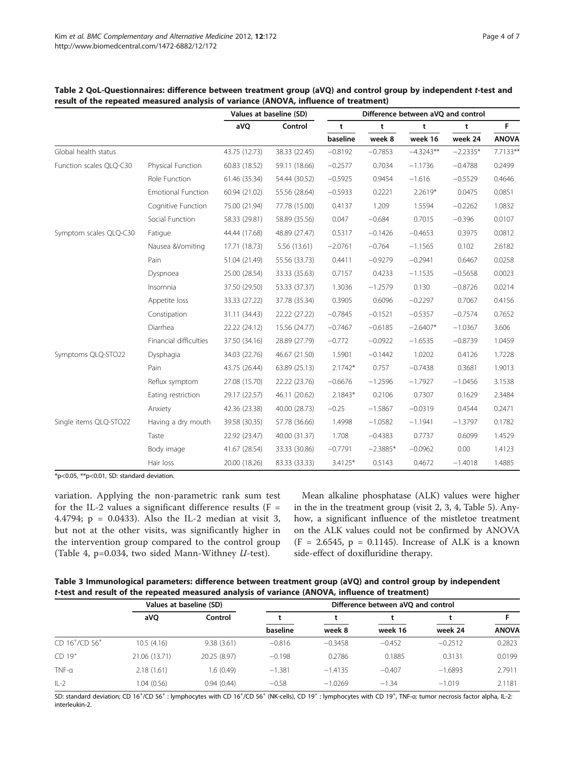**Table 2 QoL-Questionnaires: difference between treatment group (aVQ) and control group by independent *t*-test and result of the repeated measured analysis of variance (ANOVA, influence of treatment)**

| | | Values at baseline (SD) | | Difference between aVQ and control | | | | |
|---|---|---|---|---|---|---|---|---|
| | | aVQ | Control | t | t | t | t | F |
| | | | | baseline | week 8 | week 16 | week 24 | ANOVA |
| Global health status | | 43.75 (12.73) | 38.33 (22.45) | −0.8192 | −0.7853 | −4.3243** | −2.2335* | 7.7133** |
| Function scales QLQ-C30 | Physical Function | 60.83 (18.52) | 59.11 (18.66) | −0.2577 | 0.7034 | −1.1736 | −0.4788 | 0.2499 |
| | Role Function | 61.46 (35.34) | 54.44 (30.52) | −0.5925 | 0.9454 | −1.616 | −0.5529 | 0.4646 |
| | Emotional Function | 60.94 (21.02) | 55.56 (28.64) | −0.5933 | 0.2221 | 2.2619* | 0.0475 | 0.0851 |
| | Cognitive Function | 75.00 (21.94) | 77.78 (15.00) | 0.4137 | 1.209 | 1.5594 | −0.2262 | 1.0832 |
| | Social Function | 58.33 (29.81) | 58.89 (35.56) | 0.047 | −0.684 | 0.7015 | −0.396 | 0.0107 |
| Symptom scales QLQ-C30 | Fatigue | 44.44 (17.68) | 48.89 (27.47) | 0.5317 | −0.1426 | −0.4653 | 0.3975 | 0.0812 |
| | Nausea &Vomiting | 17.71 (18.73) | 5.56 (13.61) | −2.0761 | −0.764 | −1.1565 | 0.102 | 2.6182 |
| | Pain | 51.04 (21.49) | 55.56 (33.73) | 0.4411 | −0.9279 | −0.2941 | 0.6467 | 0.0258 |
| | Dyspnoea | 25.00 (28.54) | 33.33 (35.63) | 0.7157 | 0.4233 | −1.1535 | −0.5658 | 0.0023 |
| | Insomnia | 37.50 (29.50) | 53.33 (37.37) | 1.3036 | −1.2579 | 0.130 | −0.8726 | 0.0214 |
| | Appetite loss | 33.33 (27.22) | 37.78 (35.34) | 0.3905 | 0.6096 | −0.2297 | 0.7067 | 0.4156 |
| | Constipation | 31.11 (34.43) | 22.22 (27.22) | −0.7845 | −0.1521 | −0.5357 | −0.7574 | 0.7652 |
| | Diarrhea | 22.22 (24.12) | 15.56 (24.77) | −0.7467 | −0.6185 | −2.6407* | −1.0367 | 3.606 |
| | Financial difficulties | 37.50 (34.16) | 28.89 (27.79) | −0.772 | −0.0922 | −1.6535 | −0.8739 | 1.0459 |
| Symptoms QLQ-STO22 | Dysphagia | 34.03 (22.76) | 46.67 (21.50) | 1.5901 | −0.1442 | 1.0202 | 0.4126 | 1.7228 |
| | Pain | 43.75 (26.44) | 63.89 (25.13) | 2.1742* | 0.757 | −0.7438 | 0.3681 | 1.9013 |
| | Reflux symptom | 27.08 (15.70) | 22.22 (23.76) | −0.6676 | −1.2596 | −1.7927 | −1.0456 | 3.1538 |
| | Eating restriction | 29.17 (22.57) | 46.11 (20.62) | 2.1843* | 0.2106 | 0.7307 | 0.1629 | 2.3484 |
| | Anxiety | 42.36 (23.38) | 40.00 (28.73) | −0.25 | −1.5867 | −0.0319 | 0.4544 | 0.2471 |
| Single items QLQ-STO22 | Having a dry mouth | 39.58 (30.35) | 57.78 (36.66) | 1.4998 | −1.0582 | −1.1941 | −1.3797 | 0.1782 |
| | Taste | 22.92 (23.47) | 40.00 (31.37) | 1.708 | −0.4383 | 0.7737 | 0.6099 | 1.4529 |
| | Body image | 41.67 (28.54) | 33.33 (30.86) | −0.7791 | −2.3885* | −0.0962 | 0.00 | 1.4123 |
| | Hair loss | 20.00 (18.26) | 83.33 (33.33) | 3.4125* | 0.5143 | 0.4672 | −1.4018 | 1.4885 |

*p<0.05, **p<0.01, SD: standard deviation.

variation. Applying the non-parametric rank sum test for the IL-2 values a significant difference results ($F = 4.4794$; $p = 0.0433$). Also the IL-2 median at visit 3, but not at the other visits, was significantly higher in the intervention group compared to the control group (Table 4, p=0.034, two sided Mann-Withney *U*-test).

Mean alkaline phosphatase (ALK) values were higher in the in the treatment group (visit 2, 3, 4, Table 5). Anyhow, a significant influence of the mistletoe treatment on the ALK values could not be confirmed by ANOVA ($F = 2.6545$, $p = 0.1145$). Increase of ALK is a known side-effect of doxifluridine therapy.

**Table 3 Immunological parameters: difference between treatment group (aVQ) and control group by independent *t*-test and result of the repeated measured analysis of variance (ANOVA, influence of treatment)**

| | Values at baseline (SD) | | Difference between aVQ and control | | | | |
|---|---|---|---|---|---|---|---|
| | aVQ | Control | t | t | t | t | F |
| | | | baseline | week 8 | week 16 | week 24 | ANOVA |
| CD $16^+$/CD $56^+$ | 10.5 (4.16) | 9.38 (3.61) | −0.816 | −0.3458 | −0.452 | −0.2512 | 0.2823 |
| CD $19^+$ | 21.06 (13.71) | 20.25 (8.97) | −0.198 | 0.2786 | 0.1885 | 0.3131 | 0.0199 |
| TNF-α | 2.18 (1.61) | 1.6 (0.49) | −1.381 | −1.4135 | −0.407 | −1.6893 | 2.7911 |
| IL-2 | 1.04 (0.56) | 0.94 (0.44) | −0.58 | −1.0269 | −1.34 | −1.019 | 2.1181 |

SD: standard deviation; CD $16^+$/CD $56^+$ : lymphocytes with CD $16^+$/CD $56^+$ (NK-cells), CD $19^+$ : lymphocytes with CD $19^+$, TNF-α: tumor necrosis factor alpha, IL-2: interleukin-2.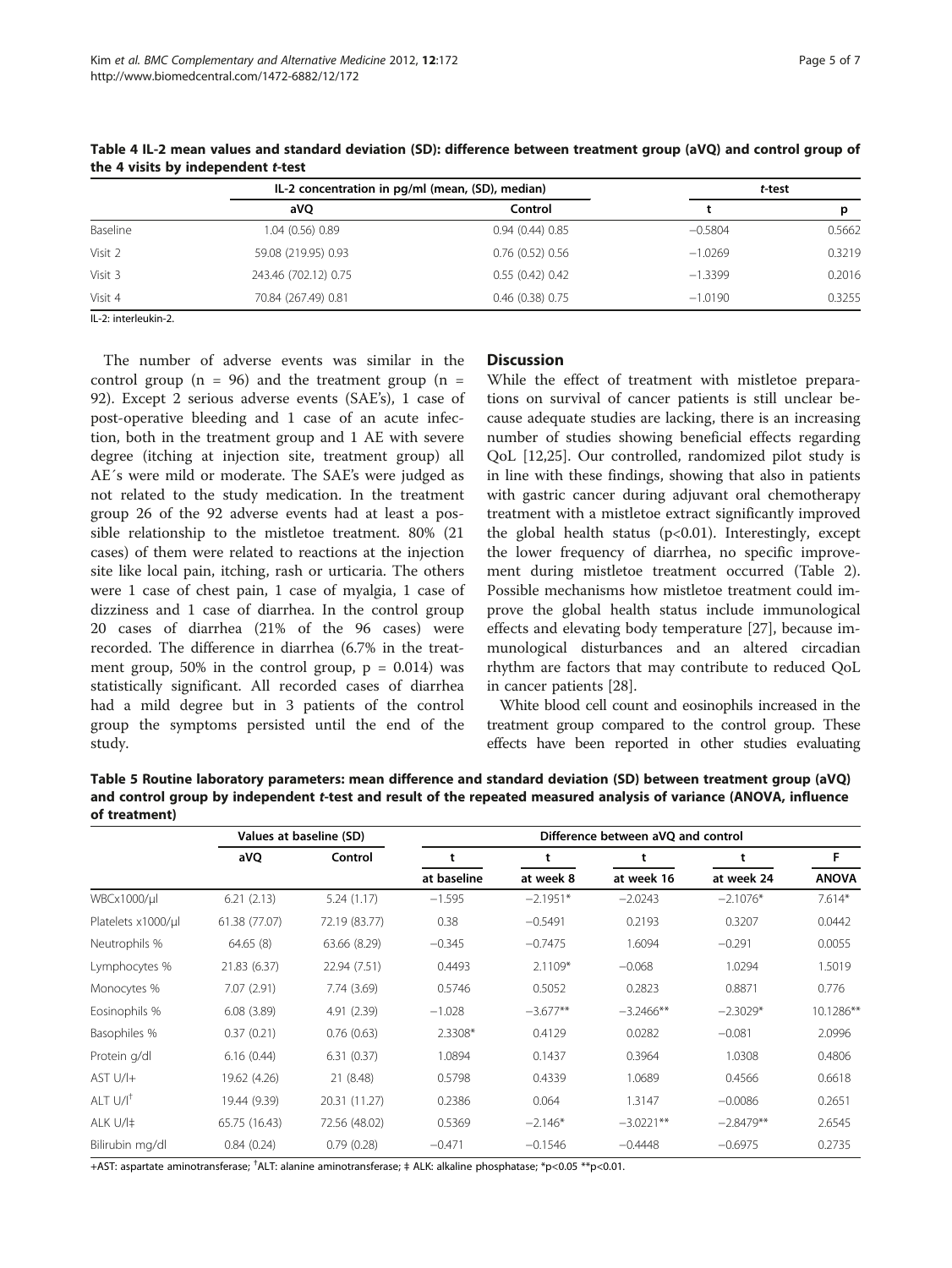**Table 4 IL-2 mean values and standard deviation (SD): difference between treatment group (aVQ) and control group of the 4 visits by independent *t*-test**

| | IL-2 concentration in pg/ml (mean, (SD), median) | | *t*-test | |
|---|---|---|---|---|
| | aVQ | Control | t | p |
| Baseline | 1.04 (0.56) 0.89 | 0.94 (0.44) 0.85 | −0.5804 | 0.5662 |
| Visit 2 | 59.08 (219.95) 0.93 | 0.76 (0.52) 0.56 | −1.0269 | 0.3219 |
| Visit 3 | 243.46 (702.12) 0.75 | 0.55 (0.42) 0.42 | −1.3399 | 0.2016 |
| Visit 4 | 70.84 (267.49) 0.81 | 0.46 (0.38) 0.75 | −1.0190 | 0.3255 |

IL-2: interleukin-2.

The number of adverse events was similar in the control group (n = 96) and the treatment group (n = 92). Except 2 serious adverse events (SAE's), 1 case of post-operative bleeding and 1 case of an acute infection, both in the treatment group and 1 AE with severe degree (itching at injection site, treatment group) all AE´s were mild or moderate. The SAE's were judged as not related to the study medication. In the treatment group 26 of the 92 adverse events had at least a possible relationship to the mistletoe treatment. 80% (21 cases) of them were related to reactions at the injection site like local pain, itching, rash or urticaria. The others were 1 case of chest pain, 1 case of myalgia, 1 case of dizziness and 1 case of diarrhea. In the control group 20 cases of diarrhea (21% of the 96 cases) were recorded. The difference in diarrhea (6.7% in the treatment group, 50% in the control group, p = 0.014) was statistically significant. All recorded cases of diarrhea had a mild degree but in 3 patients of the control group the symptoms persisted until the end of the study.

## Discussion

While the effect of treatment with mistletoe preparations on survival of cancer patients is still unclear because adequate studies are lacking, there is an increasing number of studies showing beneficial effects regarding QoL [12,25]. Our controlled, randomized pilot study is in line with these findings, showing that also in patients with gastric cancer during adjuvant oral chemotherapy treatment with a mistletoe extract significantly improved the global health status (p<0.01). Interestingly, except the lower frequency of diarrhea, no specific improvement during mistletoe treatment occurred (Table 2). Possible mechanisms how mistletoe treatment could improve the global health status include immunological effects and elevating body temperature [27], because immunological disturbances and an altered circadian rhythm are factors that may contribute to reduced QoL in cancer patients [28].

White blood cell count and eosinophils increased in the treatment group compared to the control group. These effects have been reported in other studies evaluating

**Table 5 Routine laboratory parameters: mean difference and standard deviation (SD) between treatment group (aVQ) and control group by independent *t*-test and result of the repeated measured analysis of variance (ANOVA, influence of treatment)**

| | Values at baseline (SD) | | Difference between aVQ and control | | | | |
|---|---|---|---|---|---|---|---|
| | aVQ | Control | t | t | t | t | F |
| | | | at baseline | at week 8 | at week 16 | at week 24 | ANOVA |
| WBCx1000/μl | 6.21 (2.13) | 5.24 (1.17) | −1.595 | −2.1951* | −2.0243 | −2.1076* | 7.614* |
| Platelets x1000/μl | 61.38 (77.07) | 72.19 (83.77) | 0.38 | −0.5491 | 0.2193 | 0.3207 | 0.0442 |
| Neutrophils % | 64.65 (8) | 63.66 (8.29) | −0.345 | −0.7475 | 1.6094 | −0.291 | 0.0055 |
| Lymphocytes % | 21.83 (6.37) | 22.94 (7.51) | 0.4493 | 2.1109* | −0.068 | 1.0294 | 1.5019 |
| Monocytes % | 7.07 (2.91) | 7.74 (3.69) | 0.5746 | 0.5052 | 0.2823 | 0.8871 | 0.776 |
| Eosinophils % | 6.08 (3.89) | 4.91 (2.39) | −1.028 | −3.677** | −3.2466** | −2.3029* | 10.1286** |
| Basophiles % | 0.37 (0.21) | 0.76 (0.63) | 2.3308* | 0.4129 | 0.0282 | −0.081 | 2.0996 |
| Protein g/dl | 6.16 (0.44) | 6.31 (0.37) | 1.0894 | 0.1437 | 0.3964 | 1.0308 | 0.4806 |
| AST U/l+ | 19.62 (4.26) | 21 (8.48) | 0.5798 | 0.4339 | 1.0689 | 0.4566 | 0.6618 |
| ALT U/l[†] | 19.44 (9.39) | 20.31 (11.27) | 0.2386 | 0.064 | 1.3147 | −0.0086 | 0.2651 |
| ALK U/l‡ | 65.75 (16.43) | 72.56 (48.02) | 0.5369 | −2.146* | −3.0221** | −2.8479** | 2.6545 |
| Bilirubin mg/dl | 0.84 (0.24) | 0.79 (0.28) | −0.471 | −0.1546 | −0.4448 | −0.6975 | 0.2735 |

+AST: aspartate aminotransferase; [†]ALT: alanine aminotransferase; ‡ ALK: alkaline phosphatase; *p<0.05 **p<0.01.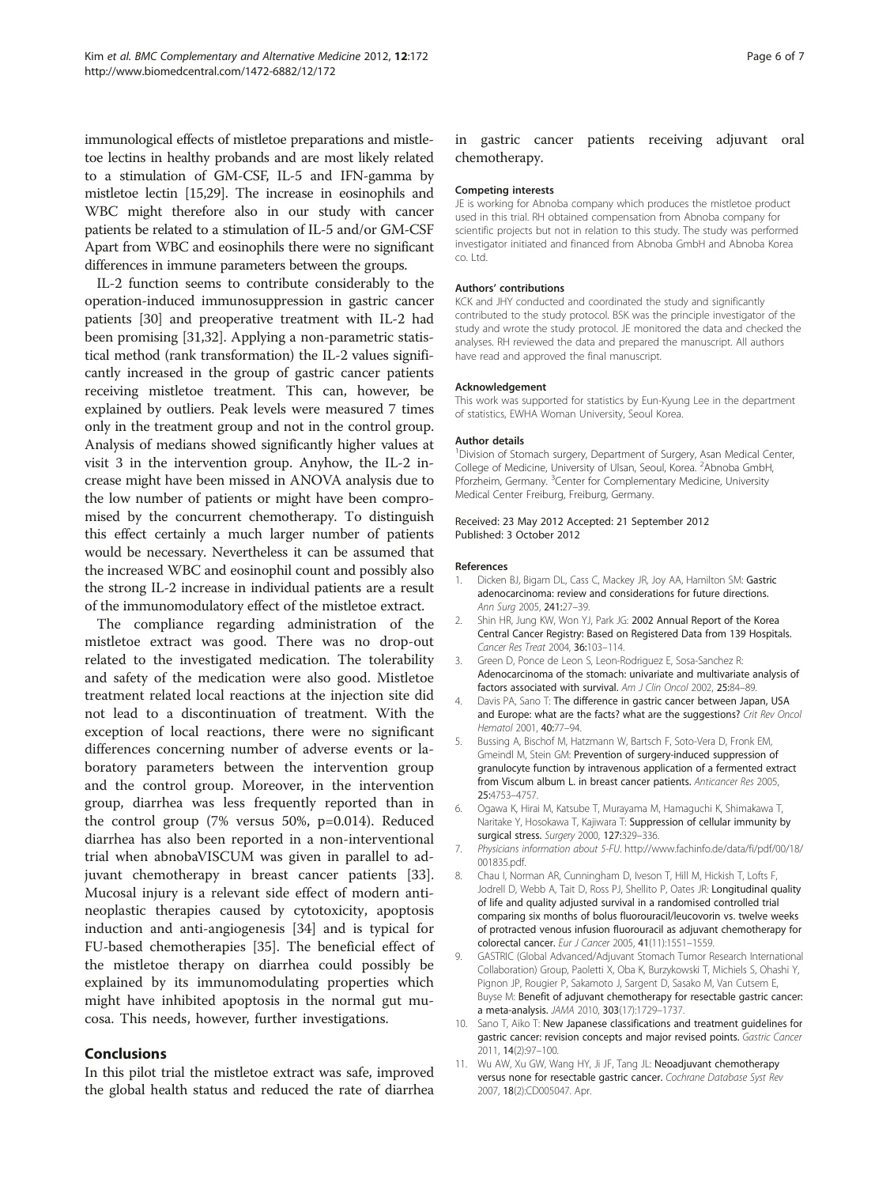immunological effects of mistletoe preparations and mistletoe lectins in healthy probands and are most likely related to a stimulation of GM-CSF, IL-5 and IFN-gamma by mistletoe lectin [15,29]. The increase in eosinophils and WBC might therefore also in our study with cancer patients be related to a stimulation of IL-5 and/or GM-CSF Apart from WBC and eosinophils there were no significant differences in immune parameters between the groups.

IL-2 function seems to contribute considerably to the operation-induced immunosuppression in gastric cancer patients [30] and preoperative treatment with IL-2 had been promising [31,32]. Applying a non-parametric statistical method (rank transformation) the IL-2 values significantly increased in the group of gastric cancer patients receiving mistletoe treatment. This can, however, be explained by outliers. Peak levels were measured 7 times only in the treatment group and not in the control group. Analysis of medians showed significantly higher values at visit 3 in the intervention group. Anyhow, the IL-2 increase might have been missed in ANOVA analysis due to the low number of patients or might have been compromised by the concurrent chemotherapy. To distinguish this effect certainly a much larger number of patients would be necessary. Nevertheless it can be assumed that the increased WBC and eosinophil count and possibly also the strong IL-2 increase in individual patients are a result of the immunomodulatory effect of the mistletoe extract.

The compliance regarding administration of the mistletoe extract was good. There was no drop-out related to the investigated medication. The tolerability and safety of the medication were also good. Mistletoe treatment related local reactions at the injection site did not lead to a discontinuation of treatment. With the exception of local reactions, there were no significant differences concerning number of adverse events or laboratory parameters between the intervention group and the control group. Moreover, in the intervention group, diarrhea was less frequently reported than in the control group (7% versus 50%, $p=0.014$). Reduced diarrhea has also been reported in a non-interventional trial when abnobaVISCUM was given in parallel to adjuvant chemotherapy in breast cancer patients [33]. Mucosal injury is a relevant side effect of modern antineoplastic therapies caused by cytotoxicity, apoptosis induction and anti-angiogenesis [34] and is typical for FU-based chemotherapies [35]. The beneficial effect of the mistletoe therapy on diarrhea could possibly be explained by its immunomodulating properties which might have inhibited apoptosis in the normal gut mucosa. This needs, however, further investigations.

## Conclusions

In this pilot trial the mistletoe extract was safe, improved the global health status and reduced the rate of diarrhea in gastric cancer patients receiving adjuvant oral chemotherapy.

#### Competing interests

JE is working for Abnoba company which produces the mistletoe product used in this trial. RH obtained compensation from Abnoba company for scientific projects but not in relation to this study. The study was performed investigator initiated and financed from Abnoba GmbH and Abnoba Korea co. Ltd.

#### Authors' contributions

KCK and JHY conducted and coordinated the study and significantly contributed to the study protocol. BSK was the principle investigator of the study and wrote the study protocol. JE monitored the data and checked the analyses. RH reviewed the data and prepared the manuscript. All authors have read and approved the final manuscript.

#### Acknowledgement

This work was supported for statistics by Eun-Kyung Lee in the department of statistics, EWHA Woman University, Seoul Korea.

#### Author details

[1]Division of Stomach surgery, Department of Surgery, Asan Medical Center, College of Medicine, University of Ulsan, Seoul, Korea. [2]Abnoba GmbH, Pforzheim, Germany. [3]Center for Complementary Medicine, University Medical Center Freiburg, Freiburg, Germany.

Received: 23 May 2012 Accepted: 21 September 2012
Published: 3 October 2012

#### References

1. Dicken BJ, Bigam DL, Cass C, Mackey JR, Joy AA, Hamilton SM: **Gastric adenocarcinoma: review and considerations for future directions.** *Ann Surg* 2005, **241:**27–39.
2. Shin HR, Jung KW, Won YJ, Park JG: **2002 Annual Report of the Korea Central Cancer Registry: Based on Registered Data from 139 Hospitals.** *Cancer Res Treat* 2004, **36:**103–114.
3. Green D, Ponce de Leon S, Leon-Rodriguez E, Sosa-Sanchez R: **Adenocarcinoma of the stomach: univariate and multivariate analysis of factors associated with survival.** *Am J Clin Oncol* 2002, **25:**84–89.
4. Davis PA, Sano T: **The difference in gastric cancer between Japan, USA and Europe: what are the facts? what are the suggestions?** *Crit Rev Oncol Hematol* 2001, **40:**77–94.
5. Bussing A, Bischof M, Hatzmann W, Bartsch F, Soto-Vera D, Fronk EM, Gmeindl M, Stein GM: **Prevention of surgery-induced suppression of granulocyte function by intravenous application of a fermented extract from Viscum album L. in breast cancer patients.** *Anticancer Res* 2005, **25:**4753–4757.
6. Ogawa K, Hirai M, Katsube T, Murayama M, Hamaguchi K, Shimakawa T, Naritake Y, Hosokawa T, Kajiwara T: **Suppression of cellular immunity by surgical stress.** *Surgery* 2000, **127:**329–336.
7. *Physicians information about 5-FU*. http://www.fachinfo.de/data/fi/pdf/00/18/001835.pdf.
8. Chau I, Norman AR, Cunningham D, Iveson T, Hill M, Hickish T, Lofts F, Jodrell D, Webb A, Tait D, Ross PJ, Shellito P, Oates JR: **Longitudinal quality of life and quality adjusted survival in a randomised controlled trial comparing six months of bolus fluorouracil/leucovorin vs. twelve weeks of protracted venous infusion fluorouracil as adjuvant chemotherapy for colorectal cancer.** *Eur J Cancer* 2005, **41**(11):1551–1559.
9. GASTRIC (Global Advanced/Adjuvant Stomach Tumor Research International Collaboration) Group, Paoletti X, Oba K, Burzykowski T, Michiels S, Ohashi Y, Pignon JP, Rougier P, Sakamoto J, Sargent D, Sasako M, Van Cutsem E, Buyse M: **Benefit of adjuvant chemotherapy for resectable gastric cancer: a meta-analysis.** *JAMA* 2010, **303**(17):1729–1737.
10. Sano T, Aiko T: **New Japanese classifications and treatment guidelines for gastric cancer: revision concepts and major revised points.** *Gastric Cancer* 2011, **14**(2):97–100.
11. Wu AW, Xu GW, Wang HY, Ji JF, Tang JL: **Neoadjuvant chemotherapy versus none for resectable gastric cancer.** *Cochrane Database Syst Rev* 2007, **18**(2):CD005047. Apr.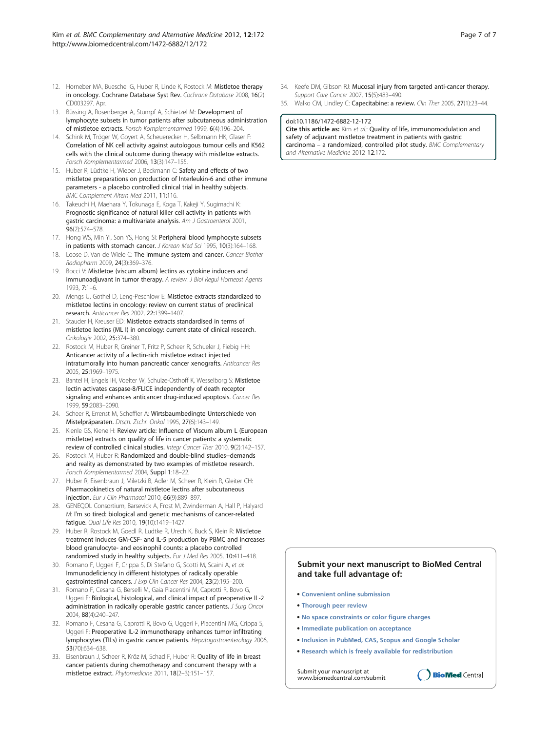12. Horneber MA, Bueschel G, Huber R, Linde K, Rostock M: **Mistletoe therapy in oncology. Cochrane Database Syst Rev.** *Cochrane Database* 2008, **16**(2): CD003297. Apr.
13. Büssing A, Rosenberger A, Stumpf A, Schietzel M: **Development of lymphocyte subsets in tumor patients after subcutaneous administration of mistletoe extracts.** *Forsch Komplementarmed* 1999, **6**(4):196–204.
14. Schink M, Tröger W, Goyert A, Scheuerecker H, Selbmann HK, Glaser F: **Correlation of NK cell activity against autologous tumour cells and K562 cells with the clinical outcome during therapy with mistletoe extracts.** *Forsch Komplementarmed* 2006, **13**(3):147–155.
15. Huber R, Lüdtke H, Wieber J, Beckmann C: **Safety and effects of two mistletoe preparations on production of Interleukin-6 and other immune parameters - a placebo controlled clinical trial in healthy subjects.** *BMC Complement Altern Med* 2011, **11**:116.
16. Takeuchi H, Maehara Y, Tokunaga E, Koga T, Kakeji Y, Sugimachi K: **Prognostic significance of natural killer cell activity in patients with gastric carcinoma: a multivariate analysis.** *Am J Gastroenterol* 2001, **96**(2):574–578.
17. Hong WS, Min YI, Son YS, Hong SI: **Peripheral blood lymphocyte subsets in patients with stomach cancer.** *J Korean Med Sci* 1995, **10**(3):164–168.
18. Loose D, Van de Wiele C: **The immune system and cancer.** *Cancer Biother Radiopharm* 2009, **24**(3):369–376.
19. Bocci V: **Mistletoe (viscum album) lectins as cytokine inducers and immunoadjuvant in tumor therapy.** *A review. J Biol Regul Homeost Agents* 1993, **7**:1–6.
20. Mengs U, Gothel D, Leng-Peschlow E: **Mistletoe extracts standardized to mistletoe lectins in oncology: review on current status of preclinical research.** *Anticancer Res* 2002, **22**:1399–1407.
21. Stauder H, Kreuser ED: **Mistletoe extracts standardised in terms of mistletoe lectins (ML I) in oncology: current state of clinical research.** *Onkologie* 2002, **25**:374–380.
22. Rostock M, Huber R, Greiner T, Fritz P, Scheer R, Schueler J, Fiebig HH: **Anticancer activity of a lectin-rich mistletoe extract injected intratumorally into human pancreatic cancer xenografts.** *Anticancer Res* 2005, **25**:1969–1975.
23. Bantel H, Engels IH, Voelter W, Schulze-Osthoff K, Wesselborg S: **Mistletoe lectin activates caspase-8/FLICE independently of death receptor signaling and enhances anticancer drug-induced apoptosis.** *Cancer Res* 1999, **59**:2083–2090.
24. Scheer R, Errenst M, Scheffler A: **Wirtsbaumbedingte Unterschiede von Mistelpräparaten.** *Dtsch. Zschr. Onkol* 1995, **27**(6):143–149.
25. Kienle GS, Kiene H: **Review article: Influence of Viscum album L (European mistletoe) extracts on quality of life in cancer patients: a systematic review of controlled clinical studies.** *Integr Cancer Ther* 2010, **9**(2):142–157.
26. Rostock M, Huber R: **Randomized and double-blind studies--demands and reality as demonstrated by two examples of mistletoe research.** *Forsch Komplementarmed* 2004, **Suppl 1**:18–22.
27. Huber R, Eisenbraun J, Miletzki B, Adler M, Scheer R, Klein R, Gleiter CH: **Pharmacokinetics of natural mistletoe lectins after subcutaneous injection.** *Eur J Clin Pharmacol* 2010, **66**(9):889–897.
28. GENEQOL Consortium, Barsevick A, Frost M, Zwinderman A, Hall P, Halyard M: **I'm so tired: biological and genetic mechanisms of cancer-related fatigue.** *Qual Life Res* 2010, **19**(10):1419–1427.
29. Huber R, Rostock M, Goedl R, Ludtke R, Urech K, Buck S, Klein R: **Mistletoe treatment induces GM-CSF- and IL-5 production by PBMC and increases blood granulocyte- and eosinophil counts: a placebo controlled randomized study in healthy subjects.** *Eur J Med Res* 2005, **10**:411–418.
30. Romano F, Uggeri F, Crippa S, Di Stefano G, Scotti M, Scaini A, *et al*: **Immunodeficiency in different histotypes of radically operable gastrointestinal cancers.** *J Exp Clin Cancer Res* 2004, **23**(2):195–200.
31. Romano F, Cesana G, Berselli M, Gaia Piacentini M, Caprotti R, Bovo G, Uggeri F: **Biological, histological, and clinical impact of preoperative IL-2 administration in radically operable gastric cancer patients.** *J Surg Oncol* 2004, **88**(4):240–247.
32. Romano F, Cesana G, Caprotti R, Bovo G, Uggeri F, Piacentini MG, Crippa S, Uggeri F: **Preoperative IL-2 immunotherapy enhances tumor infiltrating lymphocytes (TILs) in gastric cancer patients.** *Hepatogastroenterology* 2006, **53**(70):634–638.
33. Eisenbraun J, Scheer R, Kröz M, Schad F, Huber R: **Quality of life in breast cancer patients during chemotherapy and concurrent therapy with a mistletoe extract.** *Phytomedicine* 2011, **18**(2–3):151–157.
34. Keefe DM, Gibson RJ: **Mucosal injury from targeted anti-cancer therapy.** *Support Care Cancer* 2007, **15**(5):483–490.
35. Walko CM, Lindley C: **Capecitabine: a review.** *Clin Ther* 2005, **27**(1):23–44.

doi:10.1186/1472-6882-12-172

**Cite this article as:** Kim *et al.*: Quality of life, immunomodulation and safety of adjuvant mistletoe treatment in patients with gastric carcinoma – a randomized, controlled pilot study. *BMC Complementary and Alternative Medicine* 2012 **12**:172.

**Submit your next manuscript to BioMed Central and take full advantage of:**

- Convenient online submission
- Thorough peer review
- No space constraints or color figure charges
- Immediate publication on acceptance
- Inclusion in PubMed, CAS, Scopus and Google Scholar
- Research which is freely available for redistribution

Submit your manuscript at www.biomedcentral.com/submit

BioMed Central